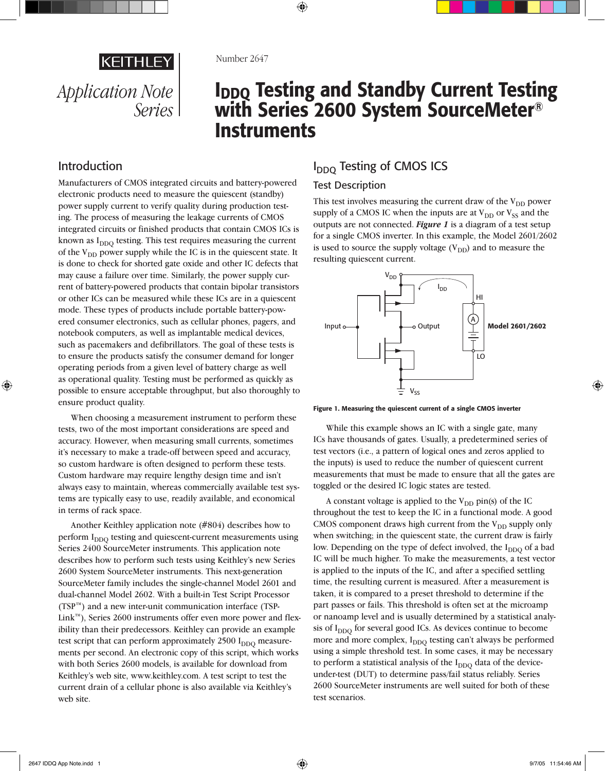KEITHLEY

Application Note Series

Number 2647

# $I_{DDQ}$ Testing and Standby Current Testing with Series 2600 System SourceMeter® Instruments

## Introduction

Manufacturers of CMOS integrated circuits and battery-powered electronic products need to measure the quiescent (standby) power supply current to verify quality during production testing. The process of measuring the leakage currents of CMOS integrated circuits or finished products that contain CMOS ICs is known as $I_{DDQ}$ testing. This test requires measuring the current of the $V_{DD}$ power supply while the IC is in the quiescent state. It is done to check for shorted gate oxide and other IC defects that may cause a failure over time. Similarly, the power supply current of battery-powered products that contain bipolar transistors or other ICs can be measured while these ICs are in a quiescent mode. These types of products include portable battery-powered consumer electronics, such as cellular phones, pagers, and notebook computers, as well as implantable medical devices, such as pacemakers and defibrillators. The goal of these tests is to ensure the products satisfy the consumer demand for longer operating periods from a given level of battery charge as well as operational quality. Testing must be performed as quickly as possible to ensure acceptable throughput, but also thoroughly to ensure product quality.

When choosing a measurement instrument to perform these tests, two of the most important considerations are speed and accuracy. However, when measuring small currents, sometimes it's necessary to make a trade-off between speed and accuracy, so custom hardware is often designed to perform these tests. Custom hardware may require lengthy design time and isn't always easy to maintain, whereas commercially available test systems are typically easy to use, readily available, and economical in terms of rack space.

Another Keithley application note (#804) describes how to perform $I_{DDQ}$ testing and quiescent-current measurements using Series 2400 SourceMeter instruments. This application note describes how to perform such tests using Keithley's new Series 2600 System SourceMeter instruments. This next-generation SourceMeter family includes the single-channel Model 2601 and dual-channel Model 2602. With a built-in Test Script Processor (TSP™) and a new inter-unit communication interface (TSP-Link™), Series 2600 instruments offer even more power and flexibility than their predecessors. Keithley can provide an example test script that can perform approximately 2500 $I_{DDQ}$ measurements per second. An electronic copy of this script, which works with both Series 2600 models, is available for download from Keithley's web site, www.keithley.com. A test script to test the current drain of a cellular phone is also available via Keithley's web site.

## $I_{DDQ}$ Testing of CMOS ICS

### Test Description

This test involves measuring the current draw of the $V_{DD}$ power supply of a CMOS IC when the inputs are at $V_{DD}$ or $V_{SS}$ and the outputs are not connected. ***Figure 1*** is a diagram of a test setup for a single CMOS inverter. In this example, the Model 2601/2602 is used to source the supply voltage ($V_{DD}$) and to measure the resulting quiescent current.

**Figure 1. Measuring the quiescent current of a single CMOS inverter**

While this example shows an IC with a single gate, many ICs have thousands of gates. Usually, a predetermined series of test vectors (i.e., a pattern of logical ones and zeros applied to the inputs) is used to reduce the number of quiescent current measurements that must be made to ensure that all the gates are toggled or the desired IC logic states are tested.

A constant voltage is applied to the $V_{DD}$ pin(s) of the IC throughout the test to keep the IC in a functional mode. A good CMOS component draws high current from the $V_{DD}$ supply only when switching; in the quiescent state, the current draw is fairly low. Depending on the type of defect involved, the $I_{DDQ}$ of a bad IC will be much higher. To make the measurements, a test vector is applied to the inputs of the IC, and after a specified settling time, the resulting current is measured. After a measurement is taken, it is compared to a preset threshold to determine if the part passes or fails. This threshold is often set at the microamp or nanoamp level and is usually determined by a statistical analysis of $I_{DDQ}$ for several good ICs. As devices continue to become more and more complex, $I_{DDQ}$ testing can't always be performed using a simple threshold test. In some cases, it may be necessary to perform a statistical analysis of the $I_{DDQ}$ data of the device-under-test (DUT) to determine pass/fail status reliably. Series 2600 SourceMeter instruments are well suited for both of these test scenarios.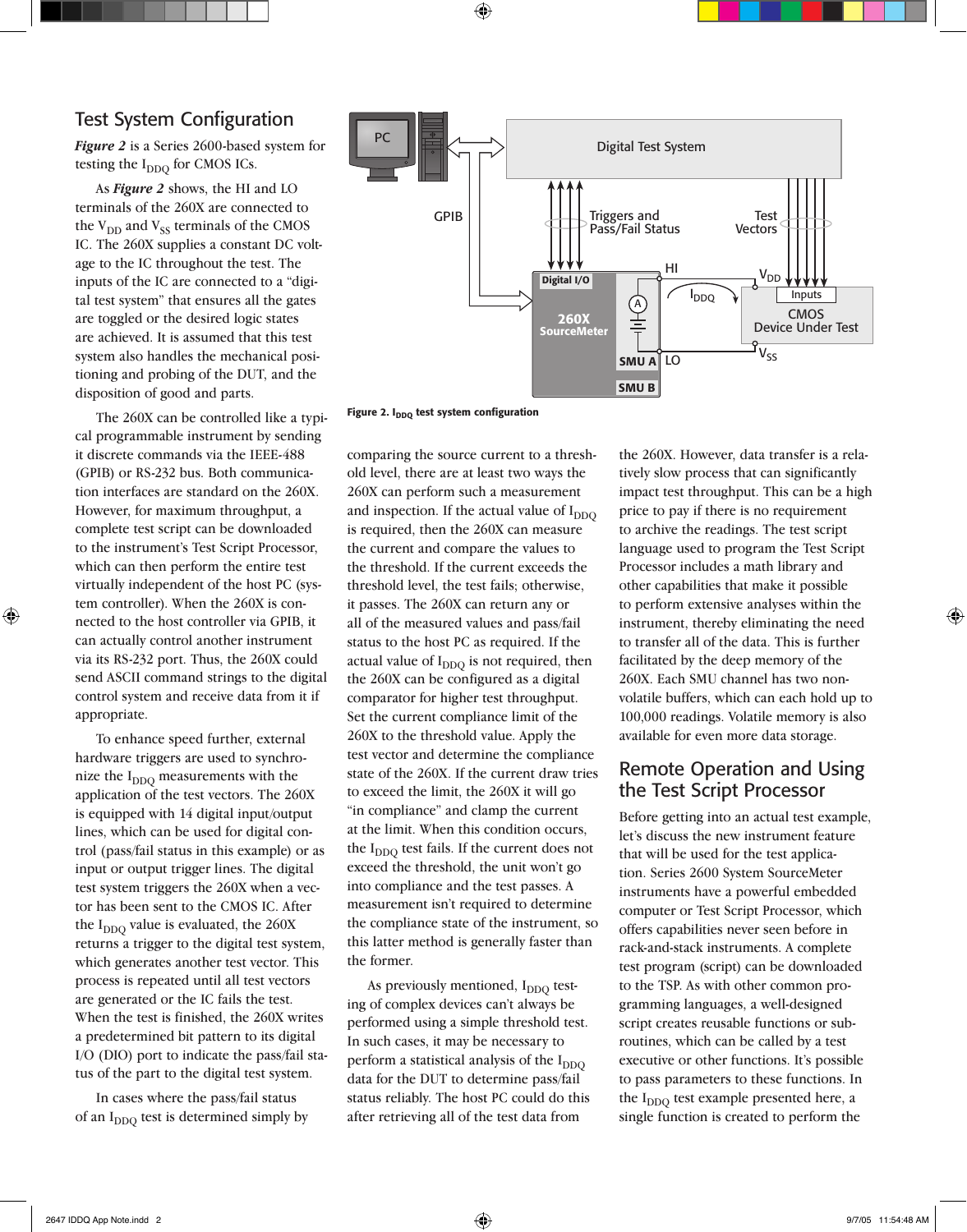## Test System Configuration

***Figure 2*** is a Series 2600-based system for testing the $I_{DDQ}$ for CMOS ICs.

As ***Figure 2*** shows, the HI and LO terminals of the 260X are connected to the $V_{DD}$ and $V_{SS}$ terminals of the CMOS IC. The 260X supplies a constant DC voltage to the IC throughout the test. The inputs of the IC are connected to a "digital test system" that ensures all the gates are toggled or the desired logic states are achieved. It is assumed that this test system also handles the mechanical positioning and probing of the DUT, and the disposition of good and parts.

The 260X can be controlled like a typical programmable instrument by sending it discrete commands via the IEEE-488 (GPIB) or RS-232 bus. Both communication interfaces are standard on the 260X. However, for maximum throughput, a complete test script can be downloaded to the instrument's Test Script Processor, which can then perform the entire test virtually independent of the host PC (system controller). When the 260X is connected to the host controller via GPIB, it can actually control another instrument via its RS-232 port. Thus, the 260X could send ASCII command strings to the digital control system and receive data from it if appropriate.

To enhance speed further, external hardware triggers are used to synchronize the $I_{DDQ}$ measurements with the application of the test vectors. The 260X is equipped with 14 digital input/output lines, which can be used for digital control (pass/fail status in this example) or as input or output trigger lines. The digital test system triggers the 260X when a vector has been sent to the CMOS IC. After the $I_{DDQ}$ value is evaluated, the 260X returns a trigger to the digital test system, which generates another test vector. This process is repeated until all test vectors are generated or the IC fails the test. When the test is finished, the 260X writes a predetermined bit pattern to its digital I/O (DIO) port to indicate the pass/fail status of the part to the digital test system.

In cases where the pass/fail status of an $I_{DDQ}$ test is determined simply by comparing the source current to a threshold level, there are at least two ways the 260X can perform such a measurement and inspection. If the actual value of $I_{DDQ}$ is required, then the 260X can measure the current and compare the values to the threshold. If the current exceeds the threshold level, the test fails; otherwise, it passes. The 260X can return any or all of the measured values and pass/fail status to the host PC as required. If the actual value of $I_{DDQ}$ is not required, then the 260X can be configured as a digital comparator for higher test throughput. Set the current compliance limit of the 260X to the threshold value. Apply the test vector and determine the compliance state of the 260X. If the current draw tries to exceed the limit, the 260X it will go "in compliance" and clamp the current at the limit. When this condition occurs, the $I_{DDQ}$ test fails. If the current does not exceed the threshold, the unit won't go into compliance and the test passes. A measurement isn't required to determine the compliance state of the instrument, so this latter method is generally faster than the former.

As previously mentioned, $I_{DDQ}$ testing of complex devices can't always be performed using a simple threshold test. In such cases, it may be necessary to perform a statistical analysis of the $I_{DDQ}$ data for the DUT to determine pass/fail status reliably. The host PC could do this after retrieving all of the test data from the 260X. However, data transfer is a relatively slow process that can significantly impact test throughput. This can be a high price to pay if there is no requirement to archive the readings. The test script language used to program the Test Script Processor includes a math library and other capabilities that make it possible to perform extensive analyses within the instrument, thereby eliminating the need to transfer all of the data. This is further facilitated by the deep memory of the 260X. Each SMU channel has two non-volatile buffers, which can each hold up to 100,000 readings. Volatile memory is also available for even more data storage.

PC | Digital Test System | GPIB | Triggers and Pass/Fail Status | Test Vectors | Digital I/O | 260X SourceMeter | SMU A | SMU B | HI | LO | $I_{DDQ}$ | $V_{DD}$ | $V_{SS}$ | Inputs | CMOS Device Under Test

**Figure 2. $I_{DDQ}$ test system configuration**

## Remote Operation and Using the Test Script Processor

Before getting into an actual test example, let's discuss the new instrument feature that will be used for the test application. Series 2600 System SourceMeter instruments have a powerful embedded computer or Test Script Processor, which offers capabilities never seen before in rack-and-stack instruments. A complete test program (script) can be downloaded to the TSP. As with other common programming languages, a well-designed script creates reusable functions or subroutines, which can be called by a test executive or other functions. It's possible to pass parameters to these functions. In the $I_{DDQ}$ test example presented here, a single function is created to perform the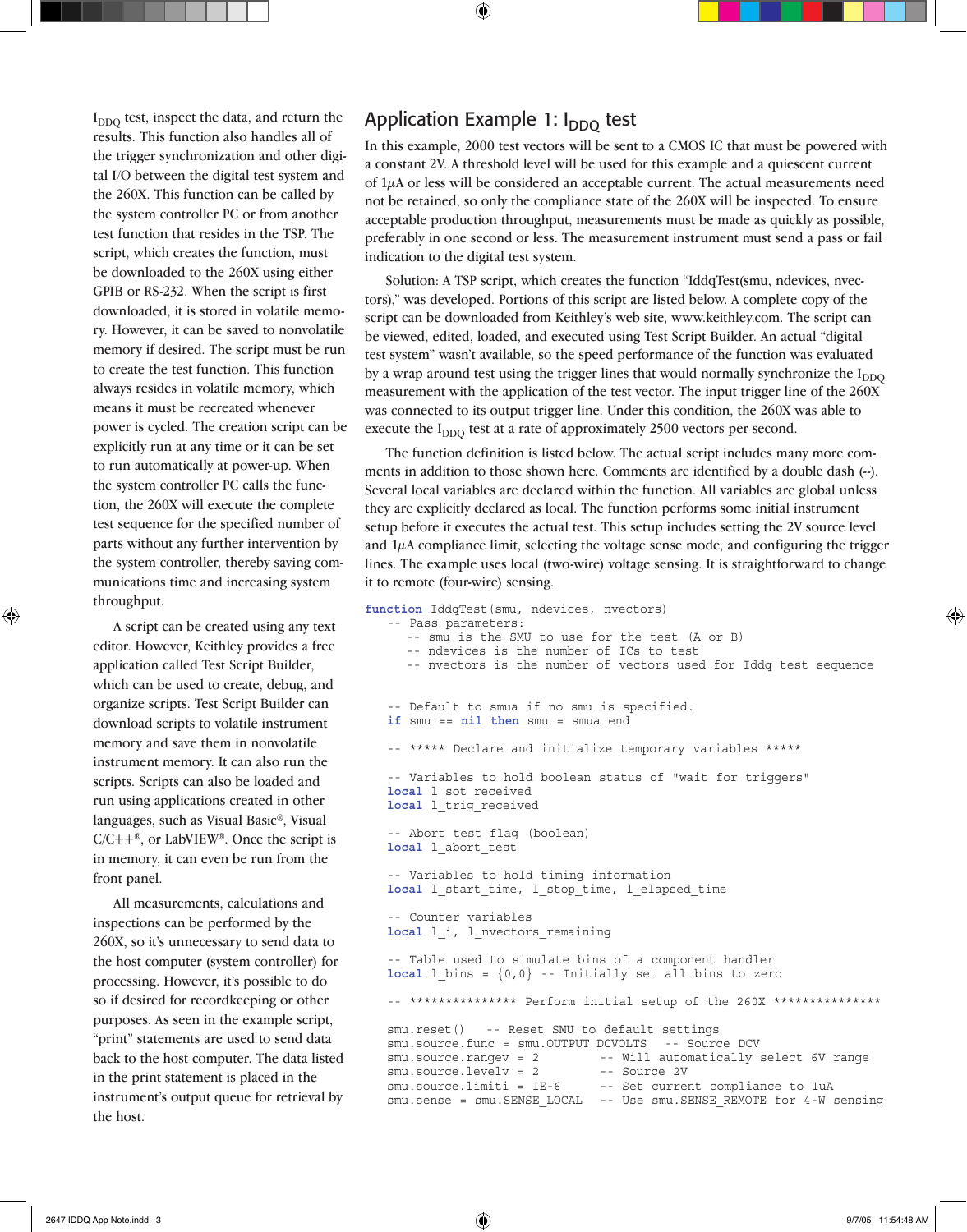$I_{DDQ}$ test, inspect the data, and return the results. This function also handles all of the trigger synchronization and other digital I/O between the digital test system and the 260X. This function can be called by the system controller PC or from another test function that resides in the TSP. The script, which creates the function, must be downloaded to the 260X using either GPIB or RS-232. When the script is first downloaded, it is stored in volatile memory. However, it can be saved to nonvolatile memory if desired. The script must be run to create the test function. This function always resides in volatile memory, which means it must be recreated whenever power is cycled. The creation script can be explicitly run at any time or it can be set to run automatically at power-up. When the system controller PC calls the function, the 260X will execute the complete test sequence for the specified number of parts without any further intervention by the system controller, thereby saving communications time and increasing system throughput.

A script can be created using any text editor. However, Keithley provides a free application called Test Script Builder, which can be used to create, debug, and organize scripts. Test Script Builder can download scripts to volatile instrument memory and save them in nonvolatile instrument memory. It can also run the scripts. Scripts can also be loaded and run using applications created in other languages, such as Visual Basic®, Visual C/C++®, or LabVIEW®. Once the script is in memory, it can even be run from the front panel.

All measurements, calculations and inspections can be performed by the 260X, so it's unnecessary to send data to the host computer (system controller) for processing. However, it's possible to do so if desired for recordkeeping or other purposes. As seen in the example script, "print" statements are used to send data back to the host computer. The data listed in the print statement is placed in the instrument's output queue for retrieval by the host.

## Application Example 1: $I_{DDQ}$ test

In this example, 2000 test vectors will be sent to a CMOS IC that must be powered with a constant 2V. A threshold level will be used for this example and a quiescent current of 1µA or less will be considered an acceptable current. The actual measurements need not be retained, so only the compliance state of the 260X will be inspected. To ensure acceptable production throughput, measurements must be made as quickly as possible, preferably in one second or less. The measurement instrument must send a pass or fail indication to the digital test system.

Solution: A TSP script, which creates the function "IddqTest(smu, ndevices, nvectors)," was developed. Portions of this script are listed below. A complete copy of the script can be downloaded from Keithley's web site, www.keithley.com. The script can be viewed, edited, loaded, and executed using Test Script Builder. An actual "digital test system" wasn't available, so the speed performance of the function was evaluated by a wrap around test using the trigger lines that would normally synchronize the $I_{DDQ}$ measurement with the application of the test vector. The input trigger line of the 260X was connected to its output trigger line. Under this condition, the 260X was able to execute the $I_{DDQ}$ test at a rate of approximately 2500 vectors per second.

The function definition is listed below. The actual script includes many more comments in addition to those shown here. Comments are identified by a double dash (--). Several local variables are declared within the function. All variables are global unless they are explicitly declared as local. The function performs some initial instrument setup before it executes the actual test. This setup includes setting the 2V source level and 1µA compliance limit, selecting the voltage sense mode, and configuring the trigger lines. The example uses local (two-wire) voltage sensing. It is straightforward to change it to remote (four-wire) sensing.

```
function IddqTest(smu, ndevices, nvectors)
   -- Pass parameters:
      -- smu is the SMU to use for the test (A or B)
      -- ndevices is the number of ICs to test
      -- nvectors is the number of vectors used for Iddq test sequence


   -- Default to smua if no smu is specified.
   if smu == nil then smu = smua end

   -- ***** Declare and initialize temporary variables *****

   -- Variables to hold boolean status of "wait for triggers"
   local l_sot_received
   local l_trig_received

   -- Abort test flag (boolean)
   local l_abort_test

   -- Variables to hold timing information
   local l_start_time, l_stop_time, l_elapsed_time

   -- Counter variables
   local l_i, l_nvectors_remaining

   -- Table used to simulate bins of a component handler
   local l_bins = {0,0} -- Initially set all bins to zero

   -- *************** Perform initial setup of the 260X ***************

   smu.reset()   -- Reset SMU to default settings
   smu.source.func = smu.OUTPUT_DCVOLTS   -- Source DCV
   smu.source.rangev = 2          -- Will automatically select 6V range
   smu.source.levelv = 2          -- Source 2V
   smu.source.limiti = 1E-6       -- Set current compliance to 1uA
   smu.sense = smu.SENSE_LOCAL    -- Use smu.SENSE_REMOTE for 4-W sensing
```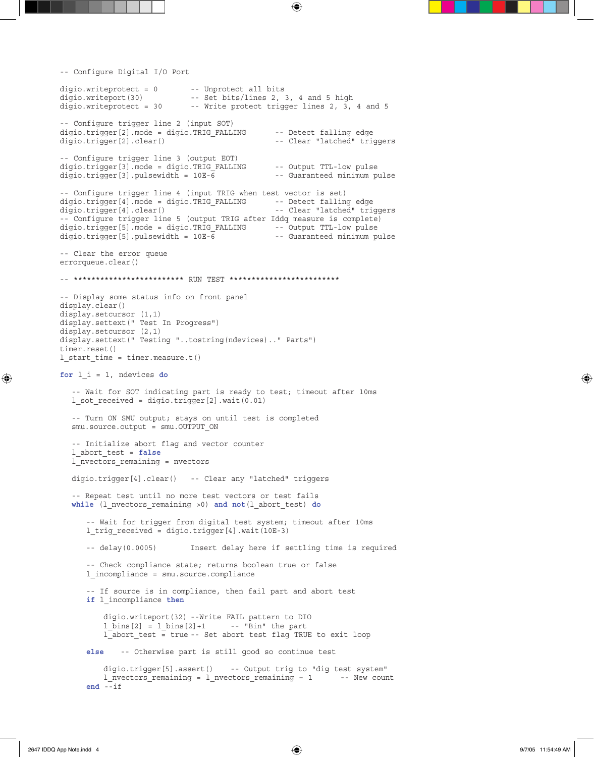```
-- Configure Digital I/O Port

digio.writeprotect = 0          -- Unprotect all bits
digio.writeport(30)             -- Set bits/lines 2, 3, 4 and 5 high
digio.writeprotect = 30         -- Write protect trigger lines 2, 3, 4 and 5

-- Configure trigger line 2 (input SOT)
digio.trigger[2].mode = digio.TRIG_FALLING       -- Detect falling edge
digio.trigger[2].clear()                         -- Clear "latched" triggers

-- Configure trigger line 3 (output EOT)
digio.trigger[3].mode = digio.TRIG_FALLING       -- Output TTL-low pulse
digio.trigger[3].pulsewidth = 10E-6              -- Guaranteed minimum pulse

-- Configure trigger line 4 (input TRIG when test vector is set)
digio.trigger[4].mode = digio.TRIG_FALLING       -- Detect falling edge
digio.trigger[4].clear()                         -- Clear "latched" triggers
-- Configure trigger line 5 (output TRIG after Iddq measure is complete)
digio.trigger[5].mode = digio.TRIG_FALLING       -- Output TTL-low pulse
digio.trigger[5].pulsewidth = 10E-6              -- Guaranteed minimum pulse

-- Clear the error queue
errorqueue.clear()

-- ************************* RUN TEST *************************

-- Display some status info on front panel
display.clear()
display.setcursor (1,1)
display.settext(" Test In Progress")
display.setcursor (2,1)
display.settext(" Testing "..tostring(ndevices).." Parts")
timer.reset()
l_start_time = timer.measure.t()

for l_i = 1, ndevices do

   -- Wait for SOT indicating part is ready to test; timeout after 10ms
   l_sot_received = digio.trigger[2].wait(0.01)

   -- Turn ON SMU output; stays on until test is completed
   smu.source.output = smu.OUTPUT_ON

   -- Initialize abort flag and vector counter
   l_abort_test = false
   l_nvectors_remaining = nvectors

   digio.trigger[4].clear()    -- Clear any "latched" triggers

   -- Repeat test until no more test vectors or test fails
   while (l_nvectors_remaining >0) and not(l_abort_test) do

      -- Wait for trigger from digital test system; timeout after 10ms
      l_trig_received = digio.trigger[4].wait(10E-3)

      -- delay(0.0005)        Insert delay here if settling time is required

      -- Check compliance state; returns boolean true or false
      l_incompliance = smu.source.compliance

      -- If source is in compliance, then fail part and abort test
      if l_incompliance then

          digio.writeport(32) --Write FAIL pattern to DIO
          l_bins[2] = l_bins[2]+1       -- "Bin" the part
          l_abort_test = true -- Set abort test flag TRUE to exit loop

      else    -- Otherwise part is still good so continue test

          digio.trigger[5].assert()    -- Output trig to "dig test system"
          l_nvectors_remaining = l_nvectors_remaining - 1       -- New count
      end --if
```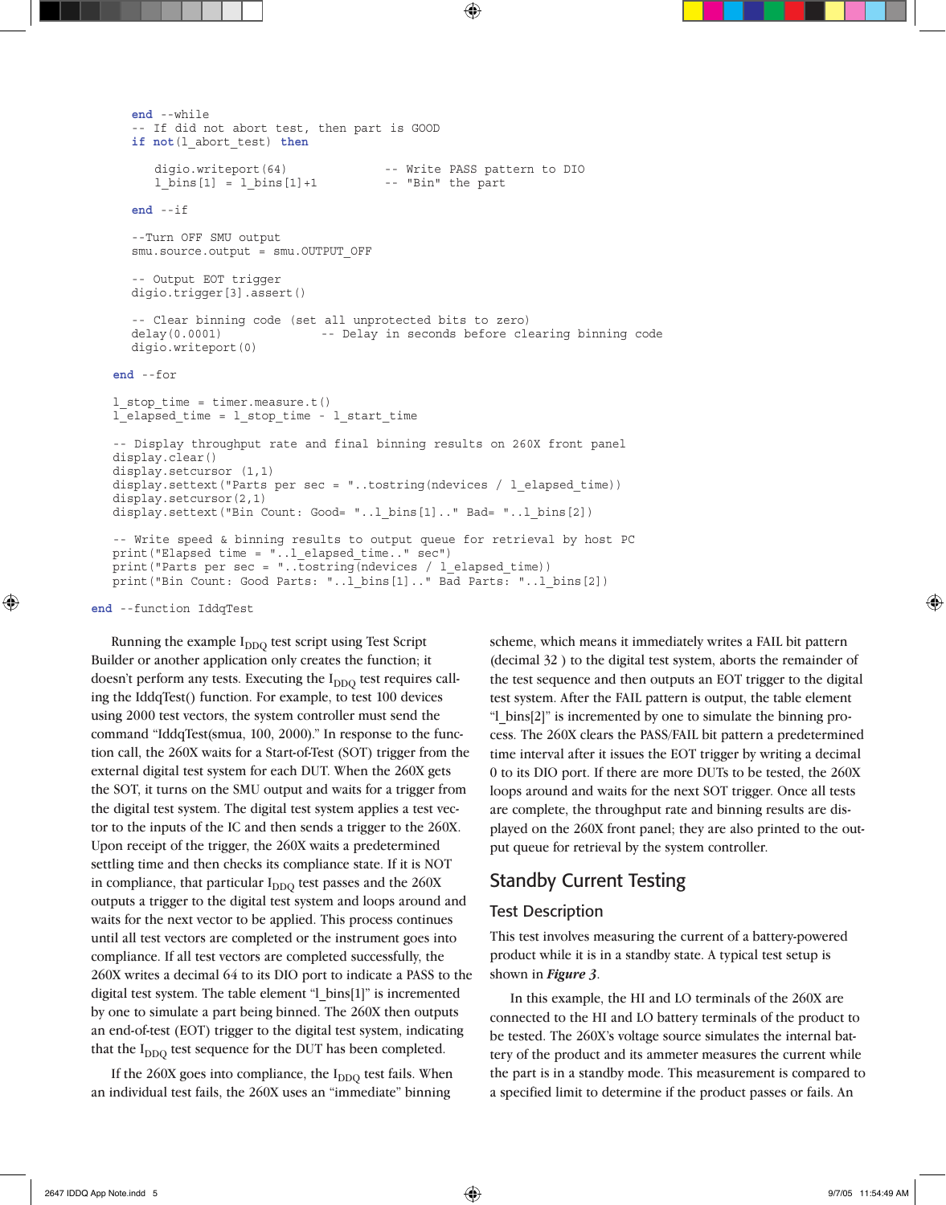```
        end --while
        -- If did not abort test, then part is GOOD
        if not(l_abort_test) then

            digio.writeport(64)                -- Write PASS pattern to DIO
            l_bins[1] = l_bins[1]+1            -- "Bin" the part

        end --if

        --Turn OFF SMU output
        smu.source.output = smu.OUTPUT_OFF

        -- Output EOT trigger
        digio.trigger[3].assert()

        -- Clear binning code (set all unprotected bits to zero)
        delay(0.0001)              -- Delay in seconds before clearing binning code
        digio.writeport(0)

    end --for

    l_stop_time = timer.measure.t()
    l_elapsed_time = l_stop_time - l_start_time

    -- Display throughput rate and final binning results on 260X front panel
    display.clear()
    display.setcursor (1,1)
    display.settext("Parts per sec = "..tostring(ndevices / l_elapsed_time))
    display.setcursor(2,1)
    display.settext("Bin Count: Good= "..l_bins[1].." Bad= "..l_bins[2])

    -- Write speed & binning results to output queue for retrieval by host PC
    print("Elapsed time = "..l_elapsed_time.." sec")
    print("Parts per sec = "..tostring(ndevices / l_elapsed_time))
    print("Bin Count: Good Parts: "..l_bins[1].." Bad Parts: "..l_bins[2])

end --function IddqTest
```

Running the example $I_{DDQ}$ test script using Test Script Builder or another application only creates the function; it doesn't perform any tests. Executing the $I_{DDQ}$ test requires calling the IddqTest() function. For example, to test 100 devices using 2000 test vectors, the system controller must send the command "IddqTest(smua, 100, 2000)." In response to the function call, the 260X waits for a Start-of-Test (SOT) trigger from the external digital test system for each DUT. When the 260X gets the SOT, it turns on the SMU output and waits for a trigger from the digital test system. The digital test system applies a test vector to the inputs of the IC and then sends a trigger to the 260X. Upon receipt of the trigger, the 260X waits a predetermined settling time and then checks its compliance state. If it is NOT in compliance, that particular $I_{DDQ}$ test passes and the 260X outputs a trigger to the digital test system and loops around and waits for the next vector to be applied. This process continues until all test vectors are completed or the instrument goes into compliance. If all test vectors are completed successfully, the 260X writes a decimal 64 to its DIO port to indicate a PASS to the digital test system. The table element "l_bins[1]" is incremented by one to simulate a part being binned. The 260X then outputs an end-of-test (EOT) trigger to the digital test system, indicating that the $I_{DDQ}$ test sequence for the DUT has been completed.

If the 260X goes into compliance, the $I_{DDQ}$ test fails. When an individual test fails, the 260X uses an "immediate" binning scheme, which means it immediately writes a FAIL bit pattern (decimal 32 ) to the digital test system, aborts the remainder of the test sequence and then outputs an EOT trigger to the digital test system. After the FAIL pattern is output, the table element "l_bins[2]" is incremented by one to simulate the binning process. The 260X clears the PASS/FAIL bit pattern a predetermined time interval after it issues the EOT trigger by writing a decimal 0 to its DIO port. If there are more DUTs to be tested, the 260X loops around and waits for the next SOT trigger. Once all tests are complete, the throughput rate and binning results are displayed on the 260X front panel; they are also printed to the output queue for retrieval by the system controller.

## Standby Current Testing

### Test Description

This test involves measuring the current of a battery-powered product while it is in a standby state. A typical test setup is shown in ***Figure 3***.

In this example, the HI and LO terminals of the 260X are connected to the HI and LO battery terminals of the product to be tested. The 260X's voltage source simulates the internal battery of the product and its ammeter measures the current while the part is in a standby mode. This measurement is compared to a specified limit to determine if the product passes or fails. An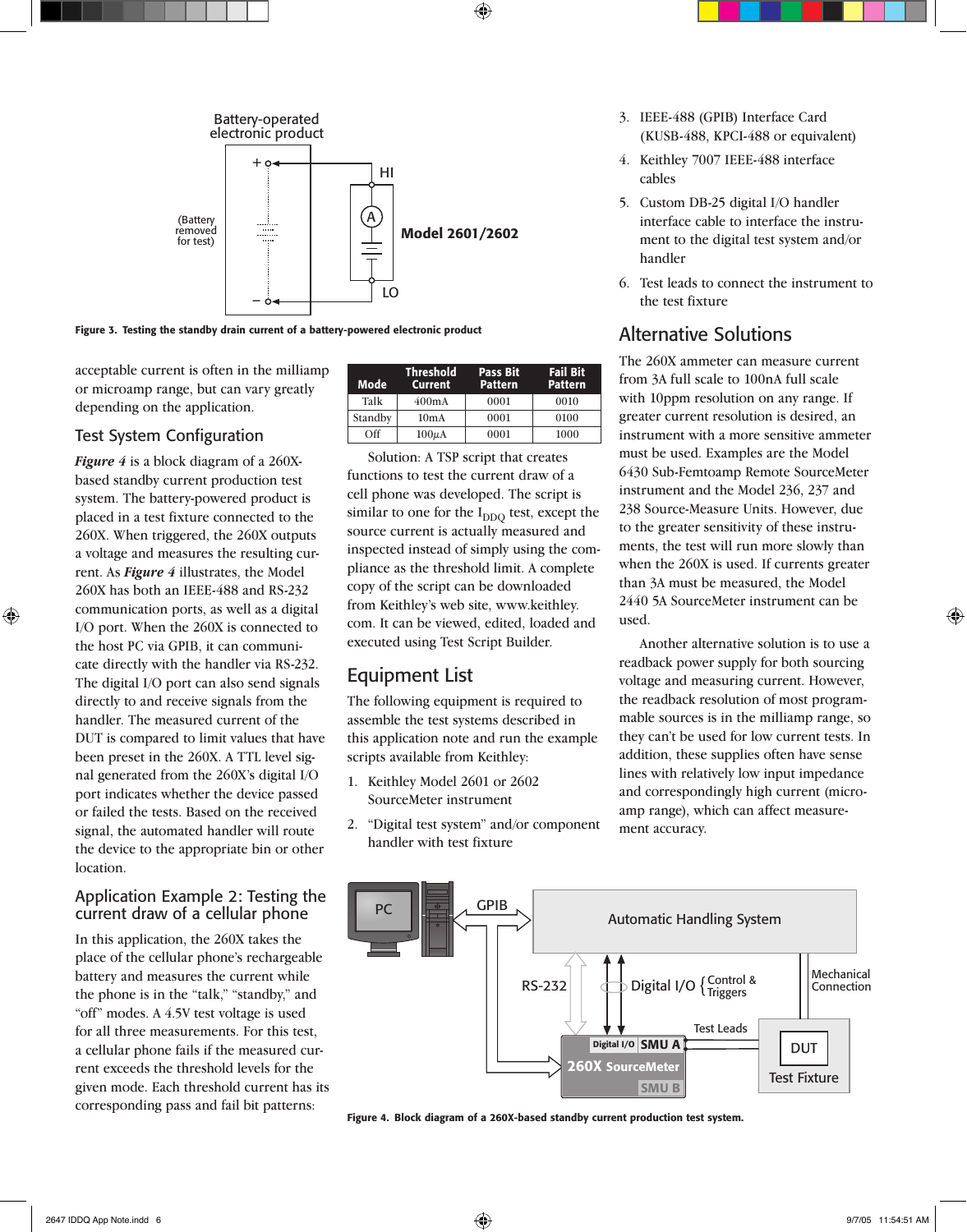Figure 3. Testing the standby drain current of a battery-powered electronic product

acceptable current is often in the milliamp or microamp range, but can vary greatly depending on the application.

## Test System Configuration

***Figure 4*** is a block diagram of a 260X-based standby current production test system. The battery-powered product is placed in a test fixture connected to the 260X. When triggered, the 260X outputs a voltage and measures the resulting current. As ***Figure 4*** illustrates, the Model 260X has both an IEEE-488 and RS-232 communication ports, as well as a digital I/O port. When the 260X is connected to the host PC via GPIB, it can communicate directly with the handler via RS-232. The digital I/O port can also send signals directly to and receive signals from the handler. The measured current of the DUT is compared to limit values that have been preset in the 260X. A TTL level signal generated from the 260X's digital I/O port indicates whether the device passed or failed the tests. Based on the received signal, the automated handler will route the device to the appropriate bin or other location.

## Application Example 2: Testing the current draw of a cellular phone

In this application, the 260X takes the place of the cellular phone's rechargeable battery and measures the current while the phone is in the "talk," "standby," and "off" modes. A 4.5V test voltage is used for all three measurements. For this test, a cellular phone fails if the measured current exceeds the threshold levels for the given mode. Each threshold current has its corresponding pass and fail bit patterns:

| Mode | Threshold Current | Pass Bit Pattern | Fail Bit Pattern |
|---|---|---|---|
| Talk | 400mA | 0001 | 0010 |
| Standby | 10mA | 0001 | 0100 |
| Off | 100$\mu$A | 0001 | 1000 |

Solution: A TSP script that creates functions to test the current draw of a cell phone was developed. The script is similar to one for the $I_{DDQ}$ test, except the source current is actually measured and inspected instead of simply using the compliance as the threshold limit. A complete copy of the script can be downloaded from Keithley's web site, www.keithley.com. It can be viewed, edited, loaded and executed using Test Script Builder.

## Equipment List

The following equipment is required to assemble the test systems described in this application note and run the example scripts available from Keithley:

1. Keithley Model 2601 or 2602 SourceMeter instrument
2. "Digital test system" and/or component handler with test fixture
3. IEEE-488 (GPIB) Interface Card (KUSB-488, KPCI-488 or equivalent)
4. Keithley 7007 IEEE-488 interface cables
5. Custom DB-25 digital I/O handler interface cable to interface the instrument to the digital test system and/or handler
6. Test leads to connect the instrument to the test fixture

## Alternative Solutions

The 260X ammeter can measure current from 3A full scale to 100nA full scale with 10ppm resolution on any range. If greater current resolution is desired, an instrument with a more sensitive ammeter must be used. Examples are the Model 6430 Sub-Femtoamp Remote SourceMeter instrument and the Model 236, 237 and 238 Source-Measure Units. However, due to the greater sensitivity of these instruments, the test will run more slowly than when the 260X is used. If currents greater than 3A must be measured, the Model 2440 5A SourceMeter instrument can be used.

Another alternative solution is to use a readback power supply for both sourcing voltage and measuring current. However, the readback resolution of most programmable sources is in the milliamp range, so they can't be used for low current tests. In addition, these supplies often have sense lines with relatively low input impedance and correspondingly high current (microamp range), which can affect measurement accuracy.

Figure 4. Block diagram of a 260X-based standby current production test system.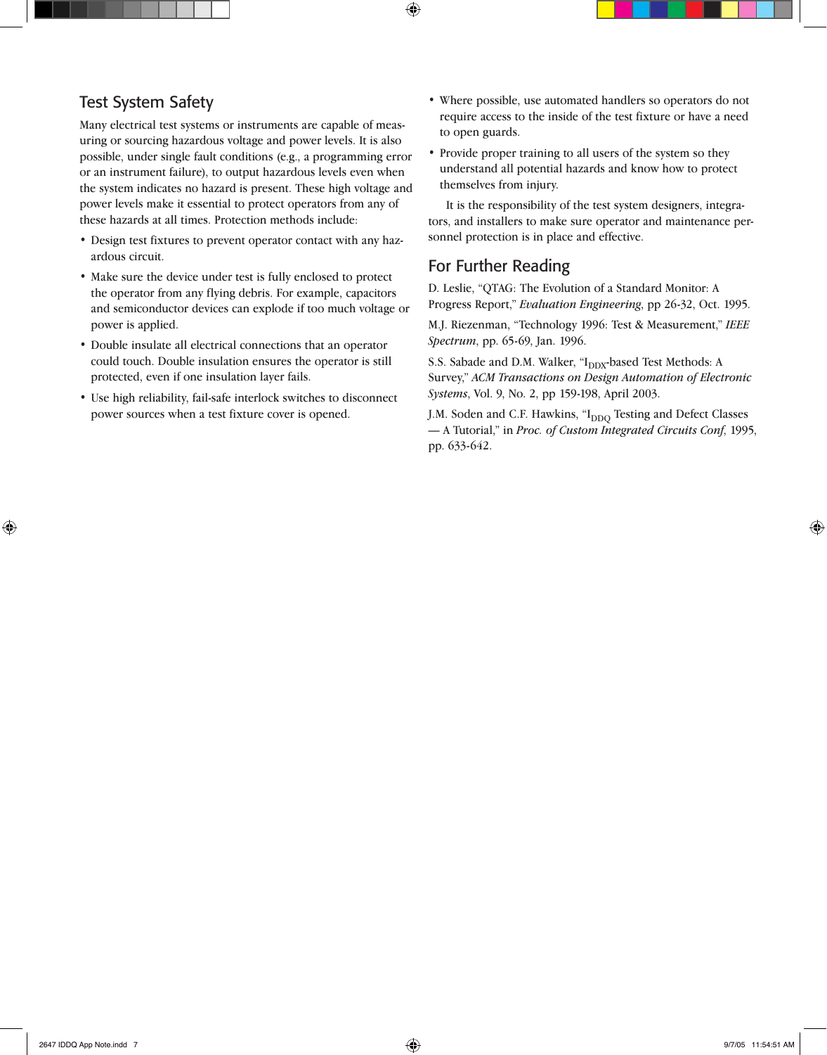## Test System Safety

Many electrical test systems or instruments are capable of measuring or sourcing hazardous voltage and power levels. It is also possible, under single fault conditions (e.g., a programming error or an instrument failure), to output hazardous levels even when the system indicates no hazard is present. These high voltage and power levels make it essential to protect operators from any of these hazards at all times. Protection methods include:

- Design test fixtures to prevent operator contact with any hazardous circuit.
- Make sure the device under test is fully enclosed to protect the operator from any flying debris. For example, capacitors and semiconductor devices can explode if too much voltage or power is applied.
- Double insulate all electrical connections that an operator could touch. Double insulation ensures the operator is still protected, even if one insulation layer fails.
- Use high reliability, fail-safe interlock switches to disconnect power sources when a test fixture cover is opened.
- Where possible, use automated handlers so operators do not require access to the inside of the test fixture or have a need to open guards.
- Provide proper training to all users of the system so they understand all potential hazards and know how to protect themselves from injury.

It is the responsibility of the test system designers, integrators, and installers to make sure operator and maintenance personnel protection is in place and effective.

## For Further Reading

D. Leslie, "QTAG: The Evolution of a Standard Monitor: A Progress Report," *Evaluation Engineering*, pp 26-32, Oct. 1995.

M.J. Riezenman, "Technology 1996: Test & Measurement," *IEEE Spectrum*, pp. 65-69, Jan. 1996.

S.S. Sabade and D.M. Walker, "$I_{DDX}$-based Test Methods: A Survey," *ACM Transactions on Design Automation of Electronic Systems*, Vol. 9, No. 2, pp 159-198, April 2003.

J.M. Soden and C.F. Hawkins, "$I_{DDQ}$ Testing and Defect Classes — A Tutorial," in *Proc. of Custom Integrated Circuits Conf*, 1995, pp. 633-642.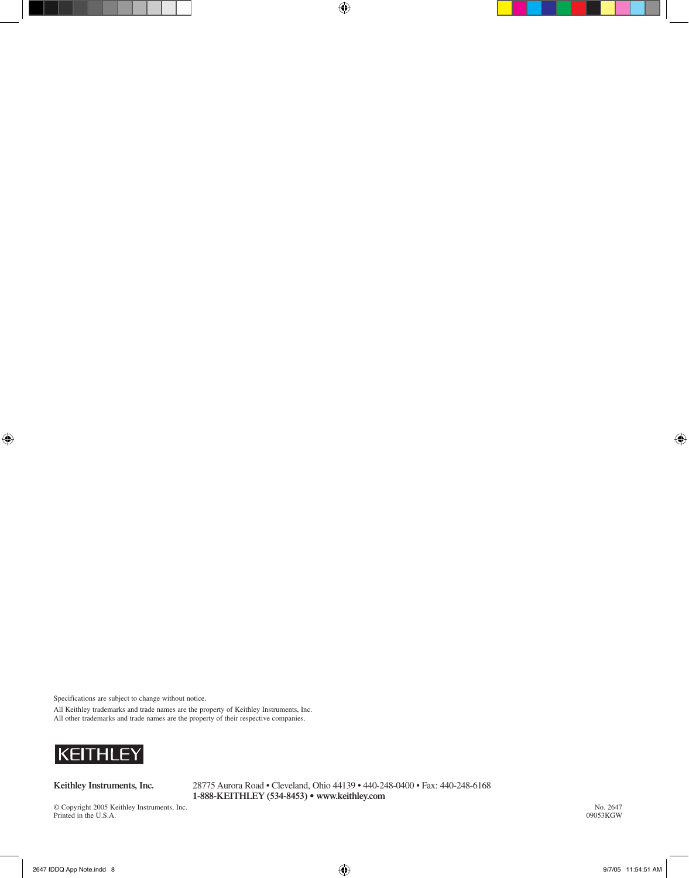Specifications are subject to change without notice.

All Keithley trademarks and trade names are the property of Keithley Instruments, Inc.
All other trademarks and trade names are the property of their respective companies.

KEITHLEY

**Keithley Instruments, Inc.** 28775 Aurora Road • Cleveland, Ohio 44139 • 440-248-0400 • Fax: 440-248-6168
**1-888-KEITHLEY (534-8453) • www.keithley.com**

© Copyright 2005 Keithley Instruments, Inc.
Printed in the U.S.A.

No. 2647
09053KGW